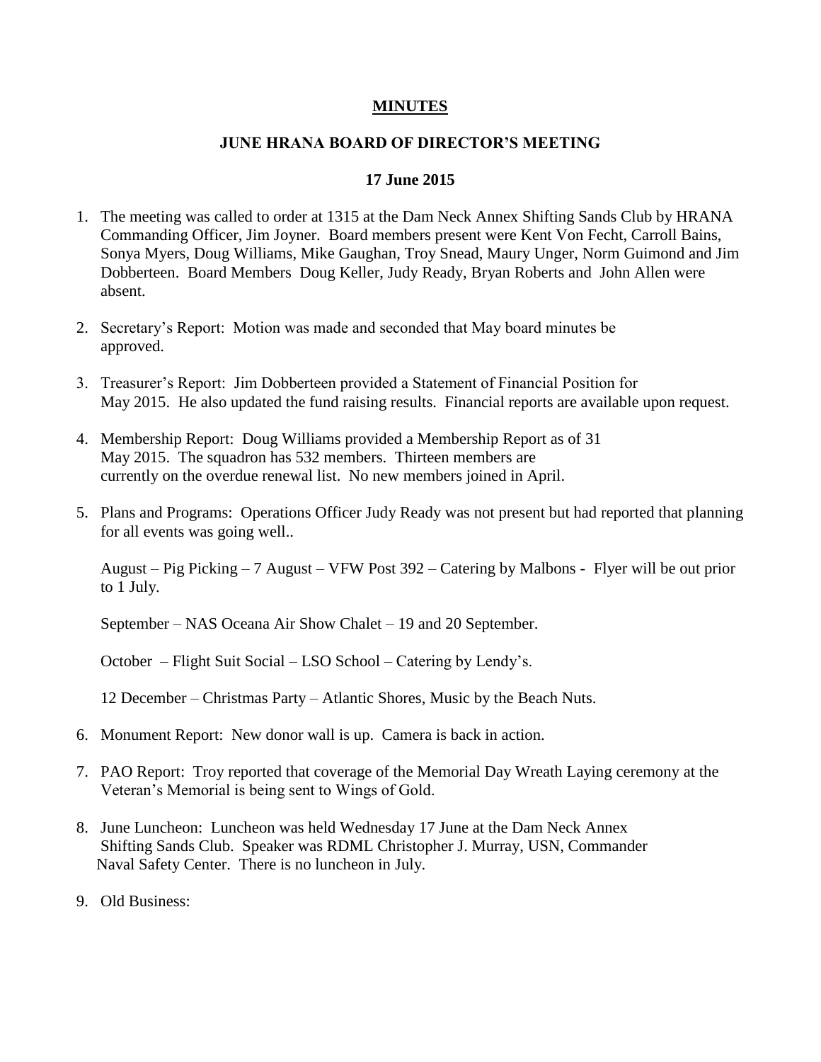**MINUTES**

**JUNE HRANA BOARD OF DIRECTOR'S MEETING**

**17 June 2015**

1. The meeting was called to order at 1315 at the Dam Neck Annex Shifting Sands Club by HRANA Commanding Officer, Jim Joyner. Board members present were Kent Von Fecht, Carroll Bains, Sonya Myers, Doug Williams, Mike Gaughan, Troy Snead, Maury Unger, Norm Guimond and Jim Dobberteen. Board Members Doug Keller, Judy Ready, Bryan Roberts and John Allen were absent.

2. Secretary's Report: Motion was made and seconded that May board minutes be approved.

3. Treasurer's Report: Jim Dobberteen provided a Statement of Financial Position for May 2015. He also updated the fund raising results. Financial reports are available upon request.

4. Membership Report: Doug Williams provided a Membership Report as of 31 May 2015. The squadron has 532 members. Thirteen members are currently on the overdue renewal list. No new members joined in April.

5. Plans and Programs: Operations Officer Judy Ready was not present but had reported that planning for all events was going well..

   August – Pig Picking – 7 August – VFW Post 392 – Catering by Malbons - Flyer will be out prior to 1 July.

   September – NAS Oceana Air Show Chalet – 19 and 20 September.

   October – Flight Suit Social – LSO School – Catering by Lendy's.

   12 December – Christmas Party – Atlantic Shores, Music by the Beach Nuts.

6. Monument Report: New donor wall is up. Camera is back in action.

7. PAO Report: Troy reported that coverage of the Memorial Day Wreath Laying ceremony at the Veteran's Memorial is being sent to Wings of Gold.

8. June Luncheon: Luncheon was held Wednesday 17 June at the Dam Neck Annex Shifting Sands Club. Speaker was RDML Christopher J. Murray, USN, Commander Naval Safety Center. There is no luncheon in July.

9. Old Business: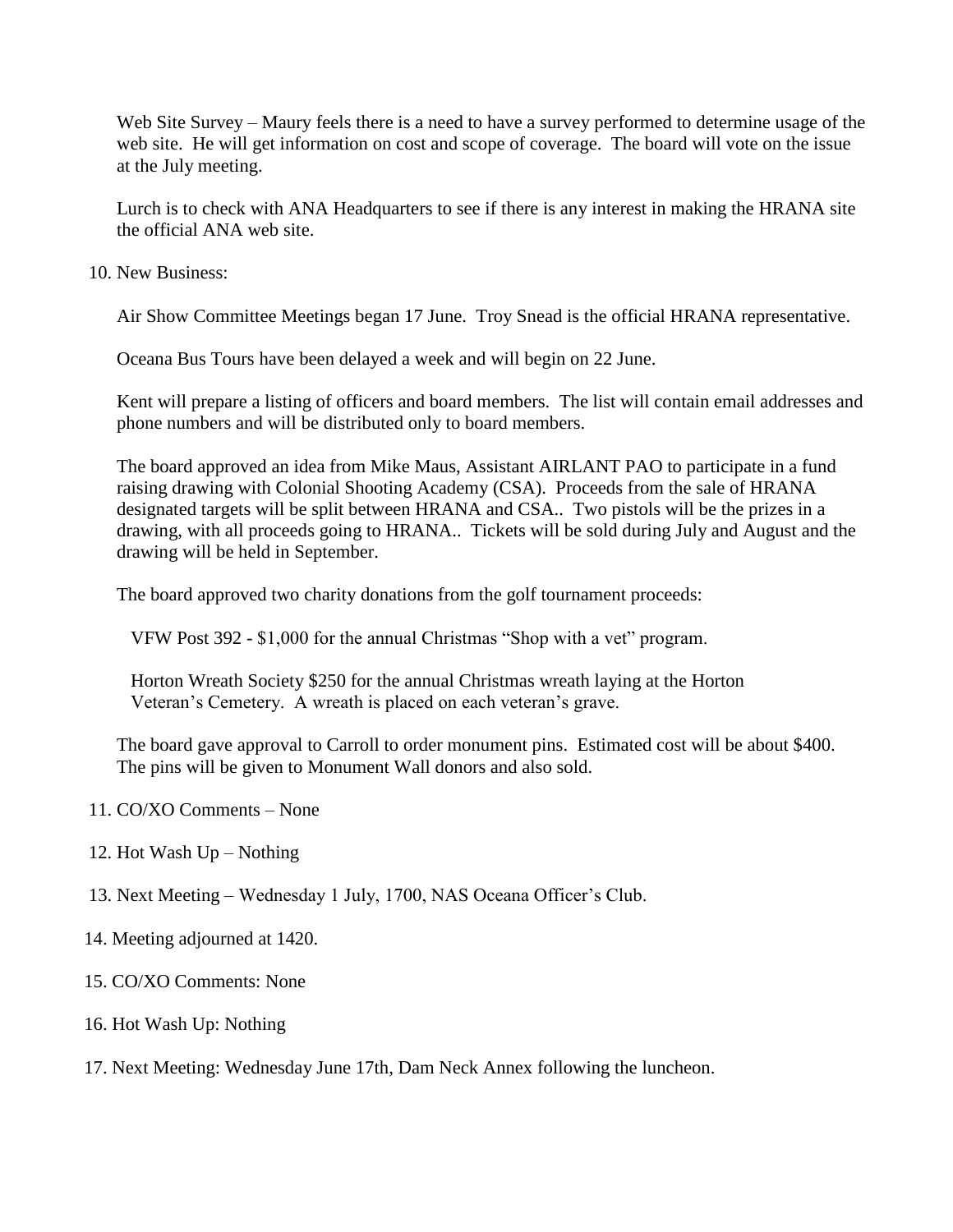Web Site Survey – Maury feels there is a need to have a survey performed to determine usage of the web site. He will get information on cost and scope of coverage. The board will vote on the issue at the July meeting.

Lurch is to check with ANA Headquarters to see if there is any interest in making the HRANA site the official ANA web site.

10. New Business:

Air Show Committee Meetings began 17 June. Troy Snead is the official HRANA representative.

Oceana Bus Tours have been delayed a week and will begin on 22 June.

Kent will prepare a listing of officers and board members. The list will contain email addresses and phone numbers and will be distributed only to board members.

The board approved an idea from Mike Maus, Assistant AIRLANT PAO to participate in a fund raising drawing with Colonial Shooting Academy (CSA). Proceeds from the sale of HRANA designated targets will be split between HRANA and CSA.. Two pistols will be the prizes in a drawing, with all proceeds going to HRANA.. Tickets will be sold during July and August and the drawing will be held in September.

The board approved two charity donations from the golf tournament proceeds:

VFW Post 392 - $1,000 for the annual Christmas "Shop with a vet" program.

Horton Wreath Society $250 for the annual Christmas wreath laying at the Horton Veteran's Cemetery. A wreath is placed on each veteran's grave.

The board gave approval to Carroll to order monument pins. Estimated cost will be about $400. The pins will be given to Monument Wall donors and also sold.

11. CO/XO Comments – None

12. Hot Wash Up – Nothing

13. Next Meeting – Wednesday 1 July, 1700, NAS Oceana Officer's Club.

14. Meeting adjourned at 1420.

15. CO/XO Comments: None

16. Hot Wash Up: Nothing

17. Next Meeting: Wednesday June 17th, Dam Neck Annex following the luncheon.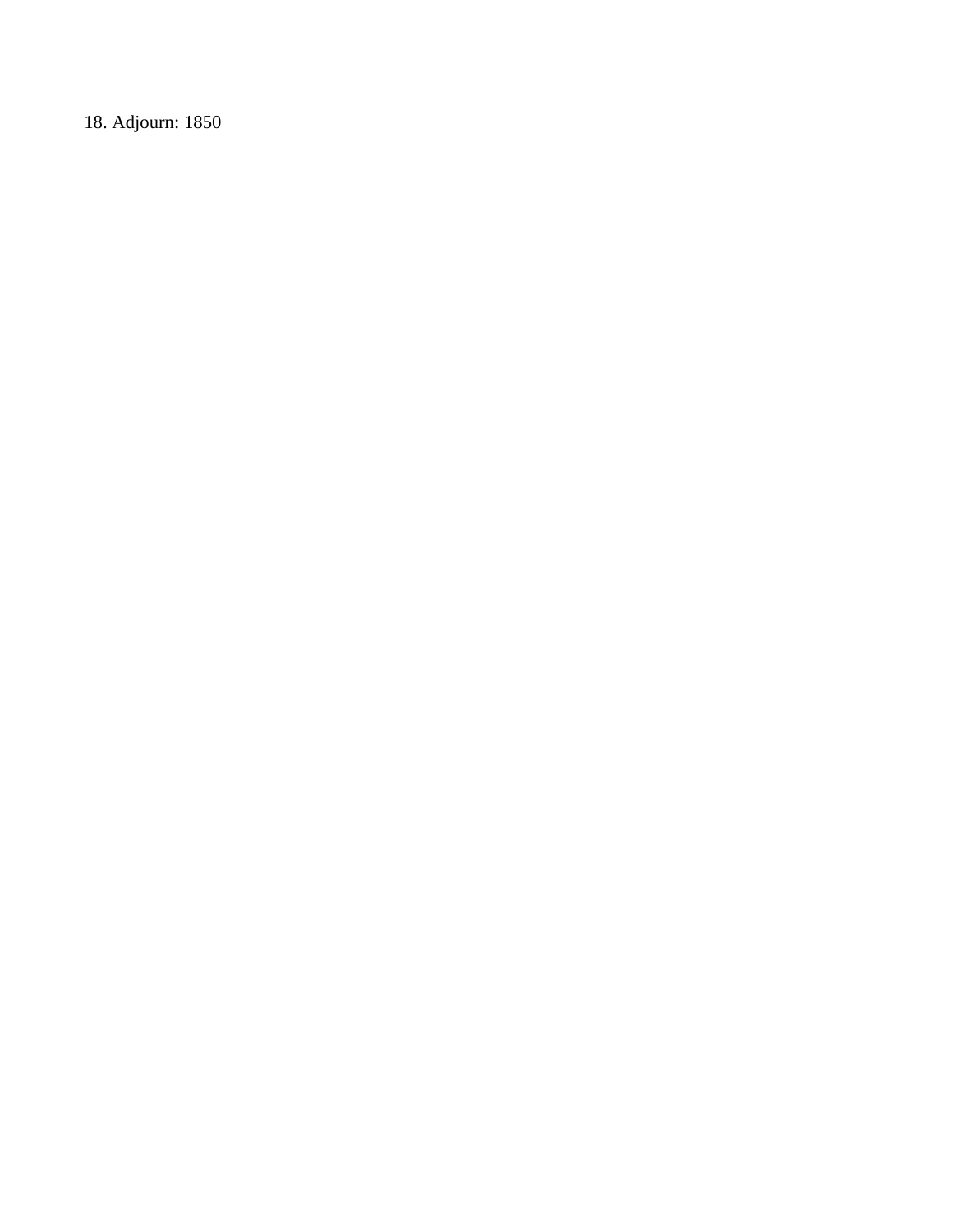18. Adjourn: 1850